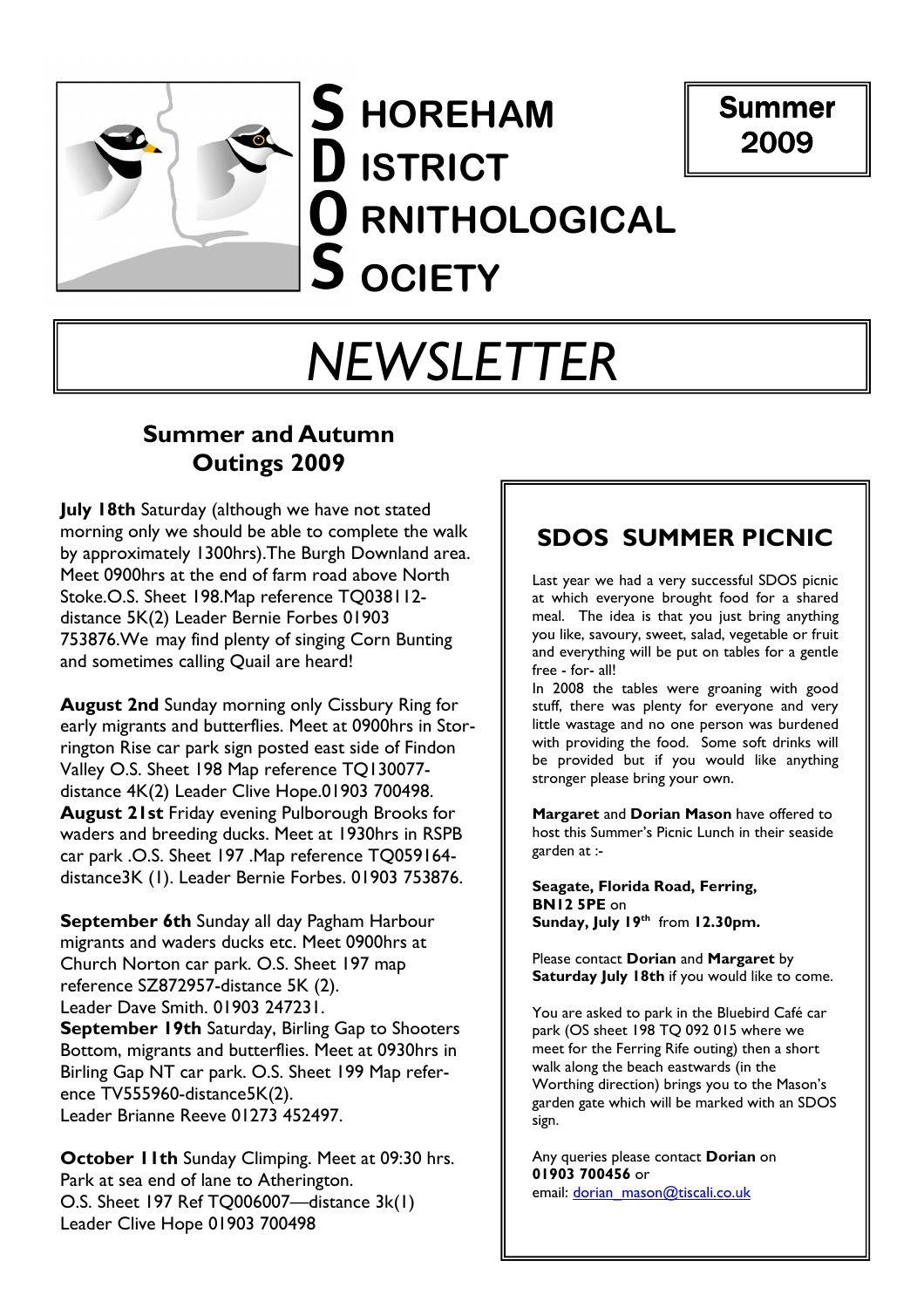# SHOREHAM DISTRICT ORNITHOLOGICAL SOCIETY

**Summer 2009**

# *NEWSLETTER*

## Summer and Autumn Outings 2009

**July 18th** Saturday (although we have not stated morning only we should be able to complete the walk by approximately 1300hrs).The Burgh Downland area. Meet 0900hrs at the end of farm road above North Stoke.O.S. Sheet 198.Map reference TQ038112-distance 5K(2) Leader Bernie Forbes 01903 753876.We may find plenty of singing Corn Bunting and sometimes calling Quail are heard!

**August 2nd** Sunday morning only Cissbury Ring for early migrants and butterflies. Meet at 0900hrs in Storrington Rise car park sign posted east side of Findon Valley O.S. Sheet 198 Map reference TQ130077-distance 4K(2) Leader Clive Hope.01903 700498.

**August 21st** Friday evening Pulborough Brooks for waders and breeding ducks. Meet at 1930hrs in RSPB car park .O.S. Sheet 197 .Map reference TQ059164-distance3K (1). Leader Bernie Forbes. 01903 753876.

**September 6th** Sunday all day Pagham Harbour migrants and waders ducks etc. Meet 0900hrs at Church Norton car park. O.S. Sheet 197 map reference SZ872957-distance 5K (2). Leader Dave Smith. 01903 247231.

**September 19th** Saturday, Birling Gap to Shooters Bottom, migrants and butterflies. Meet at 0930hrs in Birling Gap NT car park. O.S. Sheet 199 Map reference TV555960-distance5K(2). Leader Brianne Reeve 01273 452497.

**October 11th** Sunday Climping. Meet at 09:30 hrs. Park at sea end of lane to Atherington. O.S. Sheet 197 Ref TQ006007—distance 3k(1) Leader Clive Hope 01903 700498

## SDOS SUMMER PICNIC

Last year we had a very successful SDOS picnic at which everyone brought food for a shared meal. The idea is that you just bring anything you like, savoury, sweet, salad, vegetable or fruit and everything will be put on tables for a gentle free - for- all!

In 2008 the tables were groaning with good stuff, there was plenty for everyone and very little wastage and no one person was burdened with providing the food. Some soft drinks will be provided but if you would like anything stronger please bring your own.

**Margaret** and **Dorian Mason** have offered to host this Summer's Picnic Lunch in their seaside garden at :-

**Seagate, Florida Road, Ferring, BN12 5PE** on
**Sunday, July 19th** from **12.30pm.**

Please contact **Dorian** and **Margaret** by **Saturday July 18th** if you would like to come.

You are asked to park in the Bluebird Café car park (OS sheet 198 TQ 092 015 where we meet for the Ferring Rife outing) then a short walk along the beach eastwards (in the Worthing direction) brings you to the Mason's garden gate which will be marked with an SDOS sign.

Any queries please contact **Dorian** on **01903 700456** or
email: dorian_mason@tiscali.co.uk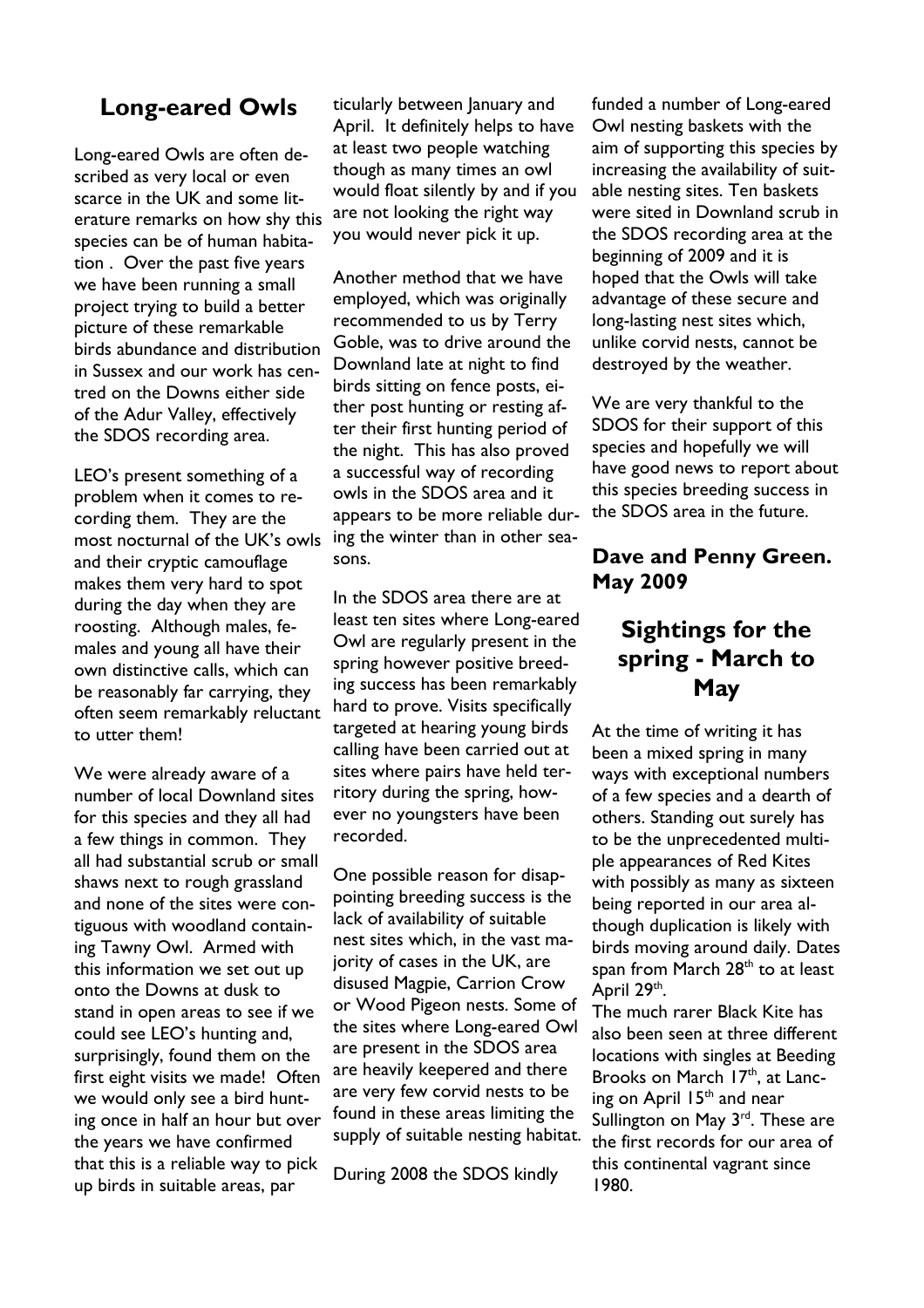## Long-eared Owls

Long-eared Owls are often described as very local or even scarce in the UK and some literature remarks on how shy this species can be of human habitation . Over the past five years we have been running a small project trying to build a better picture of these remarkable birds abundance and distribution in Sussex and our work has centred on the Downs either side of the Adur Valley, effectively the SDOS recording area.

LEO's present something of a problem when it comes to recording them. They are the most nocturnal of the UK's owls and their cryptic camouflage makes them very hard to spot during the day when they are roosting. Although males, females and young all have their own distinctive calls, which can be reasonably far carrying, they often seem remarkably reluctant to utter them!

We were already aware of a number of local Downland sites for this species and they all had a few things in common. They all had substantial scrub or small shaws next to rough grassland and none of the sites were contiguous with woodland containing Tawny Owl. Armed with this information we set out up onto the Downs at dusk to stand in open areas to see if we could see LEO's hunting and, surprisingly, found them on the first eight visits we made! Often we would only see a bird hunting once in half an hour but over the years we have confirmed that this is a reliable way to pick up birds in suitable areas, particularly between January and April. It definitely helps to have at least two people watching though as many times an owl would float silently by and if you are not looking the right way you would never pick it up.

Another method that we have employed, which was originally recommended to us by Terry Goble, was to drive around the Downland late at night to find birds sitting on fence posts, either post hunting or resting after their first hunting period of the night. This has also proved a successful way of recording owls in the SDOS area and it appears to be more reliable during the winter than in other seasons.

In the SDOS area there are at least ten sites where Long-eared Owl are regularly present in the spring however positive breeding success has been remarkably hard to prove. Visits specifically targeted at hearing young birds calling have been carried out at sites where pairs have held territory during the spring, however no youngsters have been recorded.

One possible reason for disappointing breeding success is the lack of availability of suitable nest sites which, in the vast majority of cases in the UK, are disused Magpie, Carrion Crow or Wood Pigeon nests. Some of the sites where Long-eared Owl are present in the SDOS area are heavily keepered and there are very few corvid nests to be found in these areas limiting the supply of suitable nesting habitat.

During 2008 the SDOS kindly funded a number of Long-eared Owl nesting baskets with the aim of supporting this species by increasing the availability of suitable nesting sites. Ten baskets were sited in Downland scrub in the SDOS recording area at the beginning of 2009 and it is hoped that the Owls will take advantage of these secure and long-lasting nest sites which, unlike corvid nests, cannot be destroyed by the weather.

We are very thankful to the SDOS for their support of this species and hopefully we will have good news to report about this species breeding success in the SDOS area in the future.

**Dave and Penny Green. May 2009**

## Sightings for the spring - March to May

At the time of writing it has been a mixed spring in many ways with exceptional numbers of a few species and a dearth of others. Standing out surely has to be the unprecedented multiple appearances of Red Kites with possibly as many as sixteen being reported in our area although duplication is likely with birds moving around daily. Dates span from March 28th to at least April 29th.

The much rarer Black Kite has also been seen at three different locations with singles at Beeding Brooks on March 17th, at Lancing on April 15th and near Sullington on May 3rd. These are the first records for our area of this continental vagrant since 1980.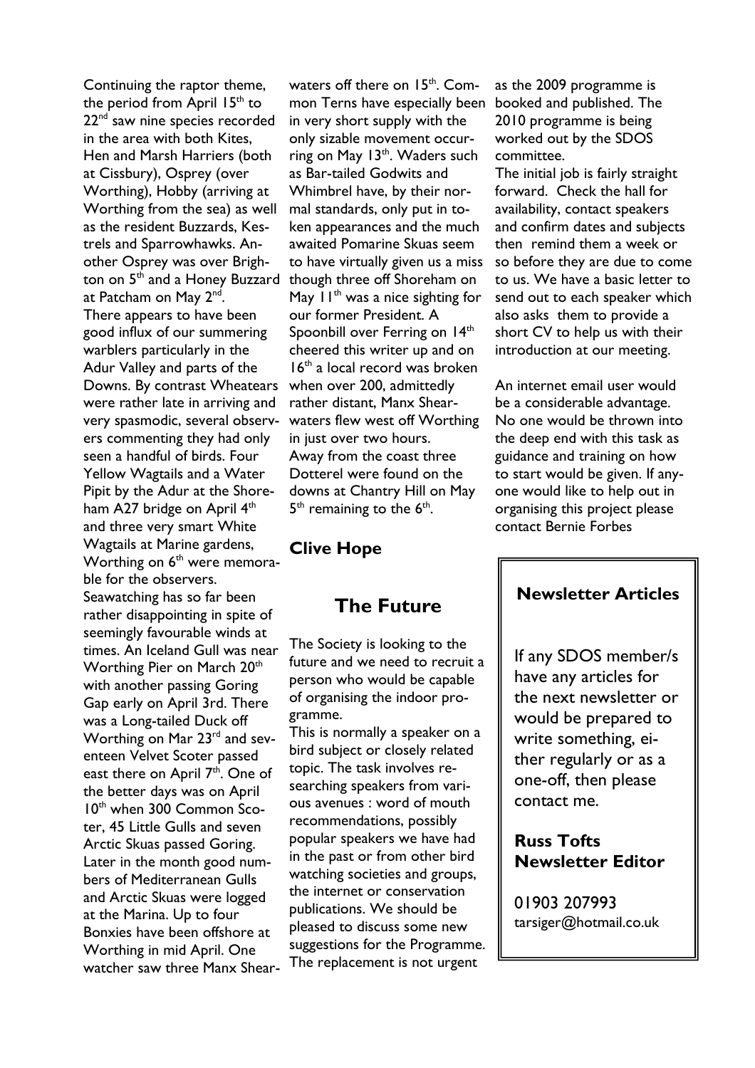Continuing the raptor theme, the period from April 15th to 22nd saw nine species recorded in the area with both Kites, Hen and Marsh Harriers (both at Cissbury), Osprey (over Worthing), Hobby (arriving at Worthing from the sea) as well as the resident Buzzards, Kestrels and Sparrowhawks. Another Osprey was over Brighton on 5th and a Honey Buzzard at Patcham on May 2nd.

There appears to have been good influx of our summering warblers particularly in the Adur Valley and parts of the Downs. By contrast Wheatears were rather late in arriving and very spasmodic, several observers commenting they had only seen a handful of birds. Four Yellow Wagtails and a Water Pipit by the Adur at the Shoreham A27 bridge on April 4th and three very smart White Wagtails at Marine gardens, Worthing on 6th were memorable for the observers.

Seawatching has so far been rather disappointing in spite of seemingly favourable winds at times. An Iceland Gull was near Worthing Pier on March 20th with another passing Goring Gap early on April 3rd. There was a Long-tailed Duck off Worthing on Mar 23rd and seventeen Velvet Scoter passed east there on April 7th. One of the better days was on April 10th when 300 Common Scoter, 45 Little Gulls and seven Arctic Skuas passed Goring. Later in the month good numbers of Mediterranean Gulls and Arctic Skuas were logged at the Marina. Up to four Bonxies have been offshore at Worthing in mid April. One watcher saw three Manx Shearwaters off there on 15th. Common Terns have especially been in very short supply with the only sizable movement occurring on May 13th. Waders such as Bar-tailed Godwits and Whimbrel have, by their normal standards, only put in token appearances and the much awaited Pomarine Skuas seem to have virtually given us a miss though three off Shoreham on May 11th was a nice sighting for our former President. A Spoonbill over Ferring on 14th cheered this writer up and on 16th a local record was broken when over 200, admittedly rather distant, Manx Shearwaters flew west off Worthing in just over two hours.

Away from the coast three Dotterel were found on the downs at Chantry Hill on May 5th remaining to the 6th.

**Clive Hope**

## The Future

The Society is looking to the future and we need to recruit a person who would be capable of organising the indoor programme.

This is normally a speaker on a bird subject or closely related topic. The task involves researching speakers from various avenues : word of mouth recommendations, possibly popular speakers we have had in the past or from other bird watching societies and groups, the internet or conservation publications. We should be pleased to discuss some new suggestions for the Programme. The replacement is not urgent as the 2009 programme is booked and published. The 2010 programme is being worked out by the SDOS committee.

The initial job is fairly straight forward. Check the hall for availability, contact speakers and confirm dates and subjects then remind them a week or so before they are due to come to us. We have a basic letter to send out to each speaker which also asks them to provide a short CV to help us with their introduction at our meeting.

An internet email user would be a considerable advantage. No one would be thrown into the deep end with this task as guidance and training on how to start would be given. If anyone would like to help out in organising this project please contact Bernie Forbes

### Newsletter Articles

If any SDOS member/s have any articles for the next newsletter or would be prepared to write something, either regularly or as a one-off, then please contact me.

**Russ Tofts**
**Newsletter Editor**

01903 207993
tarsiger@hotmail.co.uk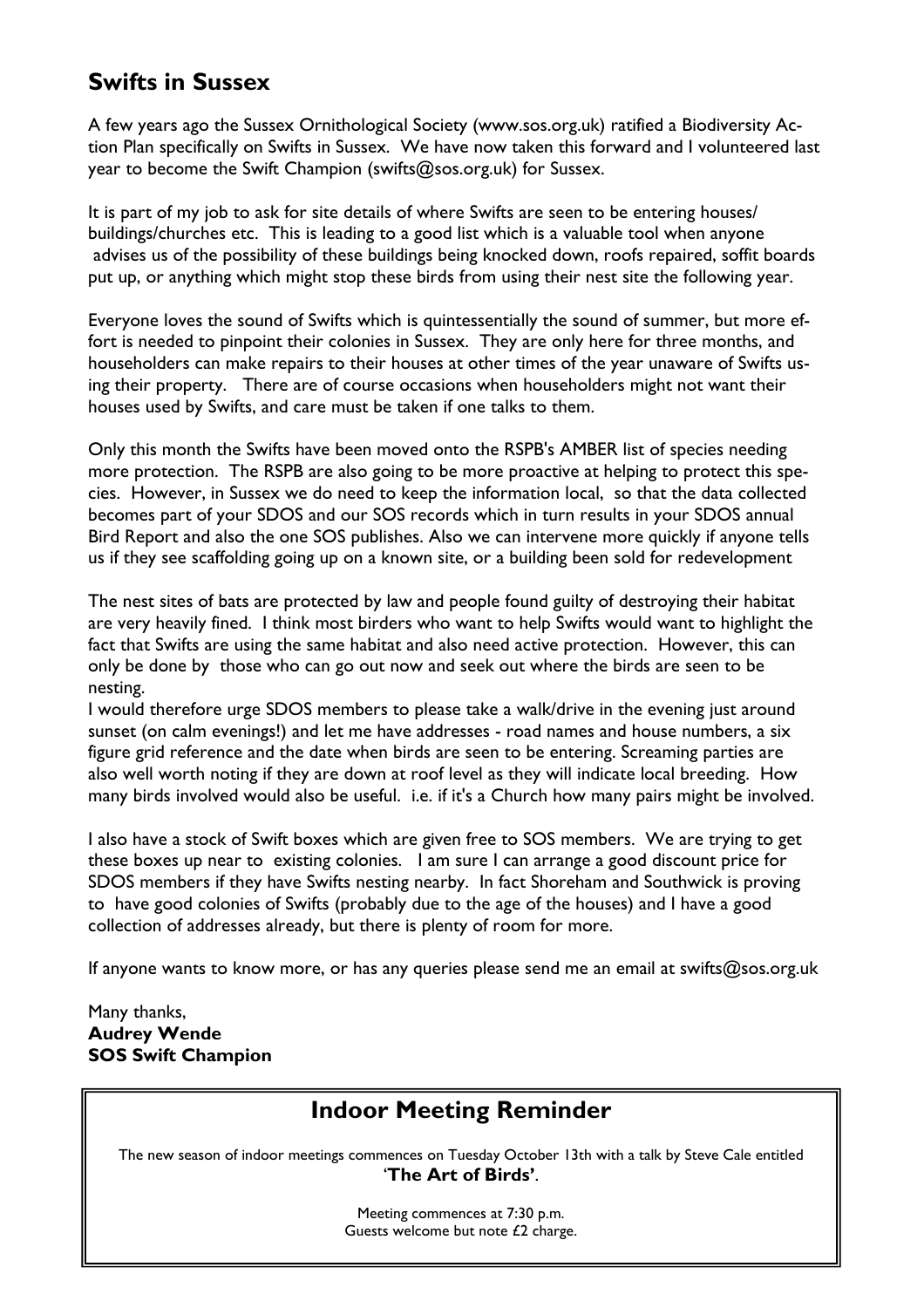## Swifts in Sussex

A few years ago the Sussex Ornithological Society (www.sos.org.uk) ratified a Biodiversity Action Plan specifically on Swifts in Sussex. We have now taken this forward and I volunteered last year to become the Swift Champion (swifts@sos.org.uk) for Sussex.

It is part of my job to ask for site details of where Swifts are seen to be entering houses/ buildings/churches etc. This is leading to a good list which is a valuable tool when anyone advises us of the possibility of these buildings being knocked down, roofs repaired, soffit boards put up, or anything which might stop these birds from using their nest site the following year.

Everyone loves the sound of Swifts which is quintessentially the sound of summer, but more effort is needed to pinpoint their colonies in Sussex. They are only here for three months, and householders can make repairs to their houses at other times of the year unaware of Swifts using their property. There are of course occasions when householders might not want their houses used by Swifts, and care must be taken if one talks to them.

Only this month the Swifts have been moved onto the RSPB's AMBER list of species needing more protection. The RSPB are also going to be more proactive at helping to protect this species. However, in Sussex we do need to keep the information local, so that the data collected becomes part of your SDOS and our SOS records which in turn results in your SDOS annual Bird Report and also the one SOS publishes. Also we can intervene more quickly if anyone tells us if they see scaffolding going up on a known site, or a building been sold for redevelopment

The nest sites of bats are protected by law and people found guilty of destroying their habitat are very heavily fined. I think most birders who want to help Swifts would want to highlight the fact that Swifts are using the same habitat and also need active protection. However, this can only be done by those who can go out now and seek out where the birds are seen to be nesting.

I would therefore urge SDOS members to please take a walk/drive in the evening just around sunset (on calm evenings!) and let me have addresses - road names and house numbers, a six figure grid reference and the date when birds are seen to be entering. Screaming parties are also well worth noting if they are down at roof level as they will indicate local breeding. How many birds involved would also be useful. i.e. if it's a Church how many pairs might be involved.

I also have a stock of Swift boxes which are given free to SOS members. We are trying to get these boxes up near to existing colonies. I am sure I can arrange a good discount price for SDOS members if they have Swifts nesting nearby. In fact Shoreham and Southwick is proving to have good colonies of Swifts (probably due to the age of the houses) and I have a good collection of addresses already, but there is plenty of room for more.

If anyone wants to know more, or has any queries please send me an email at swifts@sos.org.uk

Many thanks,
**Audrey Wende**
**SOS Swift Champion**

## Indoor Meeting Reminder

The new season of indoor meetings commences on Tuesday October 13th with a talk by Steve Cale entitled '**The Art of Birds**'.

Meeting commences at 7:30 p.m.
Guests welcome but note £2 charge.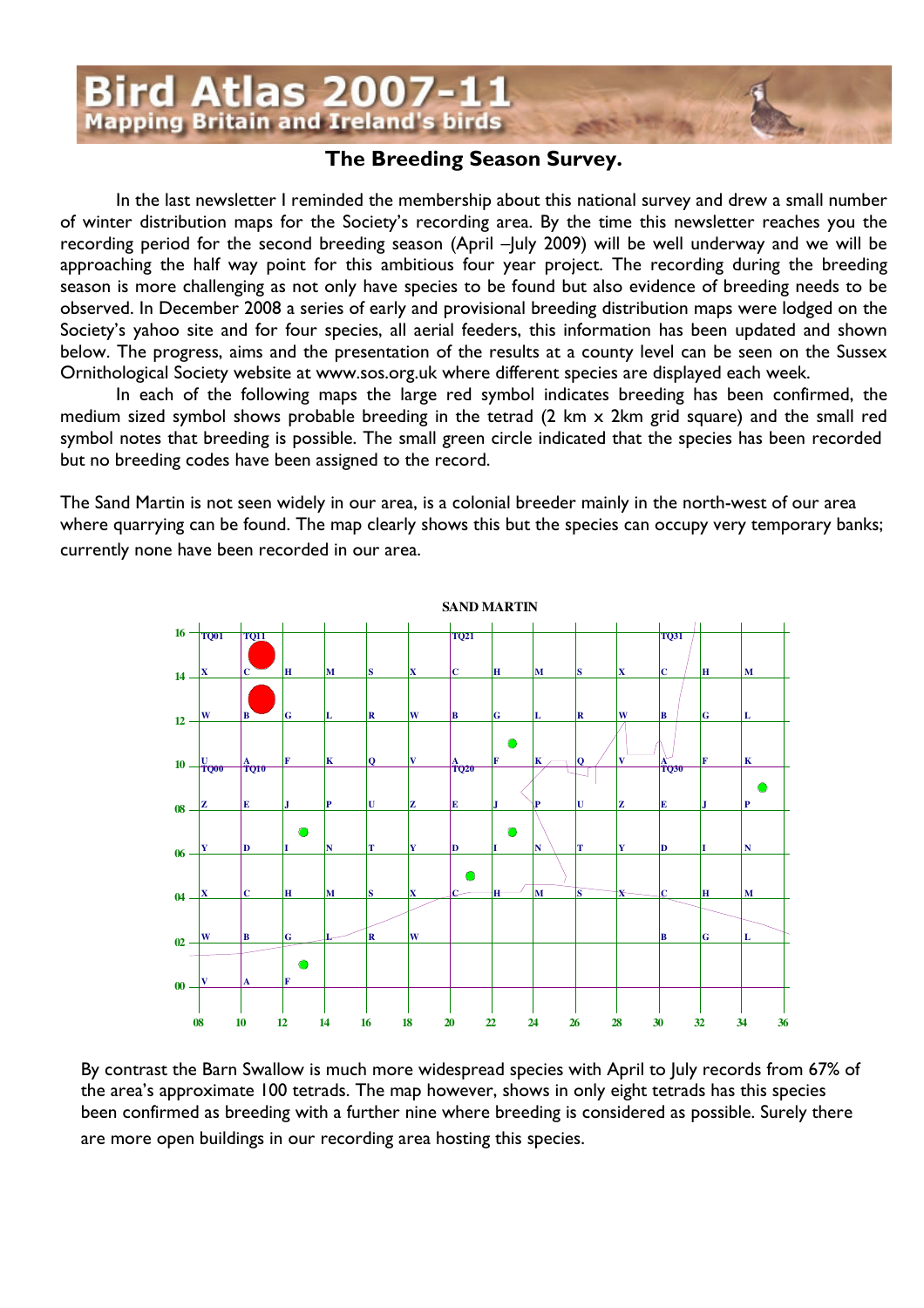# Bird Atlas 2007-11

## Mapping Britain and Ireland's birds

### The Breeding Season Survey.

In the last newsletter I reminded the membership about this national survey and drew a small number of winter distribution maps for the Society's recording area. By the time this newsletter reaches you the recording period for the second breeding season (April –July 2009) will be well underway and we will be approaching the half way point for this ambitious four year project. The recording during the breeding season is more challenging as not only have species to be found but also evidence of breeding needs to be observed. In December 2008 a series of early and provisional breeding distribution maps were lodged on the Society's yahoo site and for four species, all aerial feeders, this information has been updated and shown below. The progress, aims and the presentation of the results at a county level can be seen on the Sussex Ornithological Society website at www.sos.org.uk where different species are displayed each week.

In each of the following maps the large red symbol indicates breeding has been confirmed, the medium sized symbol shows probable breeding in the tetrad (2 km x 2km grid square) and the small red symbol notes that breeding is possible. The small green circle indicated that the species has been recorded but no breeding codes have been assigned to the record.

The Sand Martin is not seen widely in our area, is a colonial breeder mainly in the north-west of our area where quarrying can be found. The map clearly shows this but the species can occupy very temporary banks; currently none have been recorded in our area.

SAND MARTIN

By contrast the Barn Swallow is much more widespread species with April to July records from 67% of the area's approximate 100 tetrads. The map however, shows in only eight tetrads has this species been confirmed as breeding with a further nine where breeding is considered as possible. Surely there are more open buildings in our recording area hosting this species.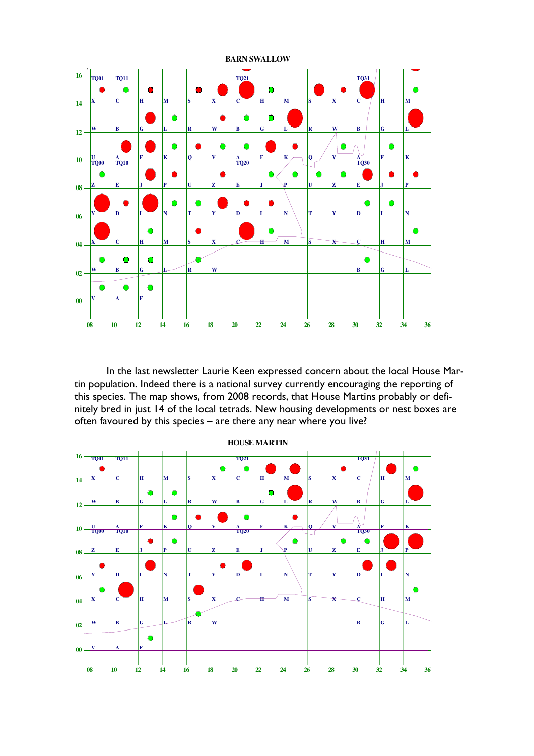**BARN SWALLOW**

In the last newsletter Laurie Keen expressed concern about the local House Martin population. Indeed there is a national survey currently encouraging the reporting of this species. The map shows, from 2008 records, that House Martins probably or definitely bred in just 14 of the local tetrads. New housing developments or nest boxes are often favoured by this species – are there any near where you live?

**HOUSE MARTIN**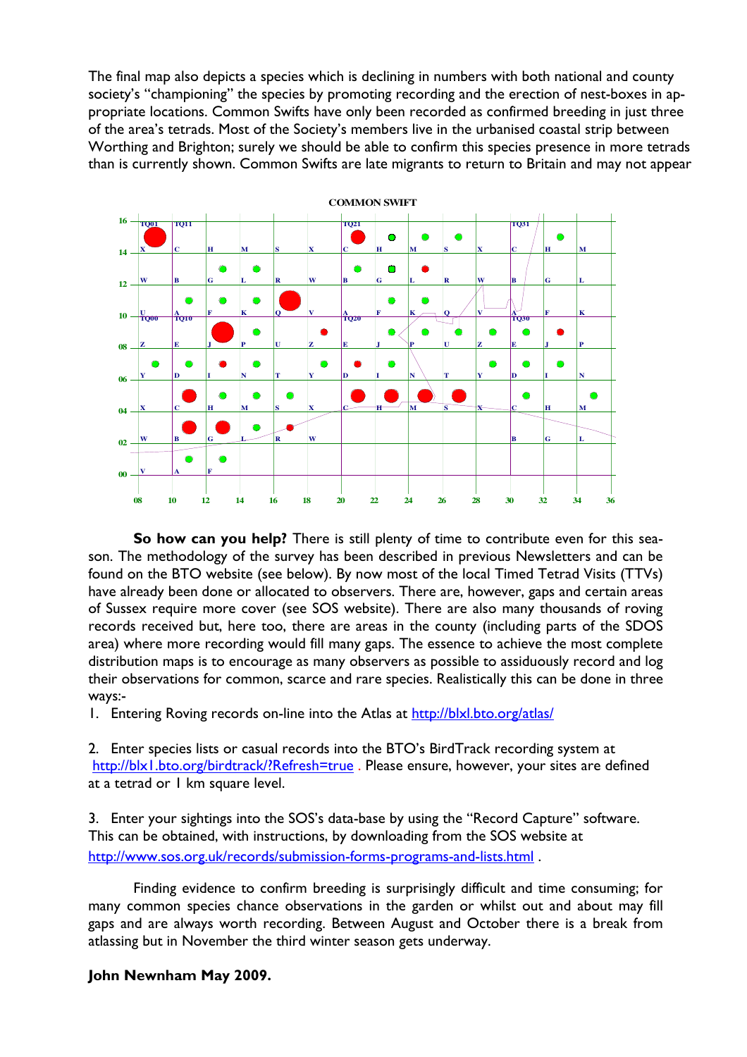The final map also depicts a species which is declining in numbers with both national and county society's "championing" the species by promoting recording and the erection of nest-boxes in appropriate locations. Common Swifts have only been recorded as confirmed breeding in just three of the area's tetrads. Most of the Society's members live in the urbanised coastal strip between Worthing and Brighton; surely we should be able to confirm this species presence in more tetrads than is currently shown. Common Swifts are late migrants to return to Britain and may not appear

COMMON SWIFT

**So how can you help?** There is still plenty of time to contribute even for this season. The methodology of the survey has been described in previous Newsletters and can be found on the BTO website (see below). By now most of the local Timed Tetrad Visits (TTVs) have already been done or allocated to observers. There are, however, gaps and certain areas of Sussex require more cover (see SOS website). There are also many thousands of roving records received but, here too, there are areas in the county (including parts of the SDOS area) where more recording would fill many gaps. The essence to achieve the most complete distribution maps is to encourage as many observers as possible to assiduously record and log their observations for common, scarce and rare species. Realistically this can be done in three ways:-

1. Entering Roving records on-line into the Atlas at http://blxl.bto.org/atlas/

2. Enter species lists or casual records into the BTO's BirdTrack recording system at http://blx1.bto.org/birdtrack/?Refresh=true . Please ensure, however, your sites are defined at a tetrad or 1 km square level.

3. Enter your sightings into the SOS's data-base by using the "Record Capture" software. This can be obtained, with instructions, by downloading from the SOS website at http://www.sos.org.uk/records/submission-forms-programs-and-lists.html .

Finding evidence to confirm breeding is surprisingly difficult and time consuming; for many common species chance observations in the garden or whilst out and about may fill gaps and are always worth recording. Between August and October there is a break from atlassing but in November the third winter season gets underway.

**John Newnham May 2009.**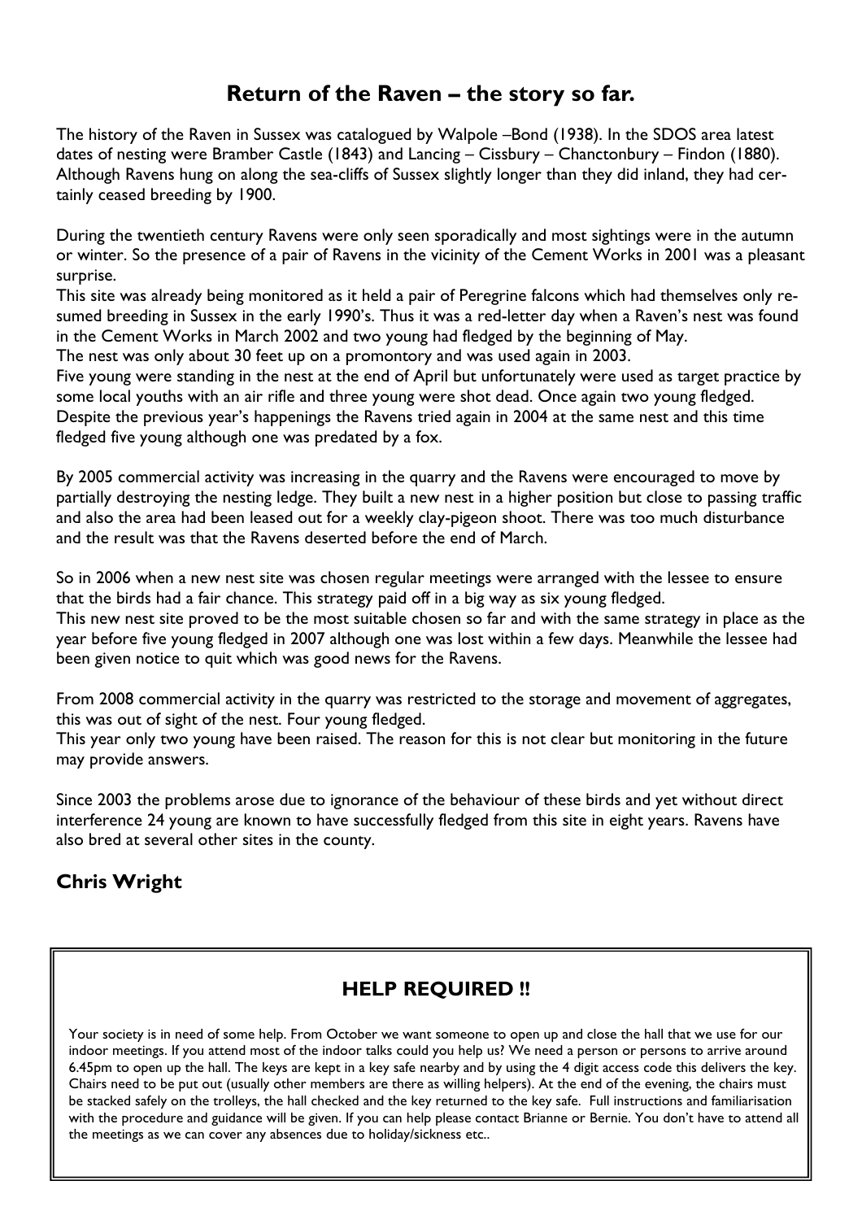# Return of the Raven – the story so far.

The history of the Raven in Sussex was catalogued by Walpole –Bond (1938). In the SDOS area latest dates of nesting were Bramber Castle (1843) and Lancing – Cissbury – Chanctonbury – Findon (1880). Although Ravens hung on along the sea-cliffs of Sussex slightly longer than they did inland, they had certainly ceased breeding by 1900.

During the twentieth century Ravens were only seen sporadically and most sightings were in the autumn or winter. So the presence of a pair of Ravens in the vicinity of the Cement Works in 2001 was a pleasant surprise.

This site was already being monitored as it held a pair of Peregrine falcons which had themselves only resumed breeding in Sussex in the early 1990's. Thus it was a red-letter day when a Raven's nest was found in the Cement Works in March 2002 and two young had fledged by the beginning of May.

The nest was only about 30 feet up on a promontory and was used again in 2003.

Five young were standing in the nest at the end of April but unfortunately were used as target practice by some local youths with an air rifle and three young were shot dead. Once again two young fledged. Despite the previous year's happenings the Ravens tried again in 2004 at the same nest and this time fledged five young although one was predated by a fox.

By 2005 commercial activity was increasing in the quarry and the Ravens were encouraged to move by partially destroying the nesting ledge. They built a new nest in a higher position but close to passing traffic and also the area had been leased out for a weekly clay-pigeon shoot. There was too much disturbance and the result was that the Ravens deserted before the end of March.

So in 2006 when a new nest site was chosen regular meetings were arranged with the lessee to ensure that the birds had a fair chance. This strategy paid off in a big way as six young fledged.

This new nest site proved to be the most suitable chosen so far and with the same strategy in place as the year before five young fledged in 2007 although one was lost within a few days. Meanwhile the lessee had been given notice to quit which was good news for the Ravens.

From 2008 commercial activity in the quarry was restricted to the storage and movement of aggregates, this was out of sight of the nest. Four young fledged.

This year only two young have been raised. The reason for this is not clear but monitoring in the future may provide answers.

Since 2003 the problems arose due to ignorance of the behaviour of these birds and yet without direct interference 24 young are known to have successfully fledged from this site in eight years. Ravens have also bred at several other sites in the county.

**Chris Wright**

## HELP REQUIRED !!

Your society is in need of some help. From October we want someone to open up and close the hall that we use for our indoor meetings. If you attend most of the indoor talks could you help us? We need a person or persons to arrive around 6.45pm to open up the hall. The keys are kept in a key safe nearby and by using the 4 digit access code this delivers the key. Chairs need to be put out (usually other members are there as willing helpers). At the end of the evening, the chairs must be stacked safely on the trolleys, the hall checked and the key returned to the key safe. Full instructions and familiarisation with the procedure and guidance will be given. If you can help please contact Brianne or Bernie. You don't have to attend all the meetings as we can cover any absences due to holiday/sickness etc..